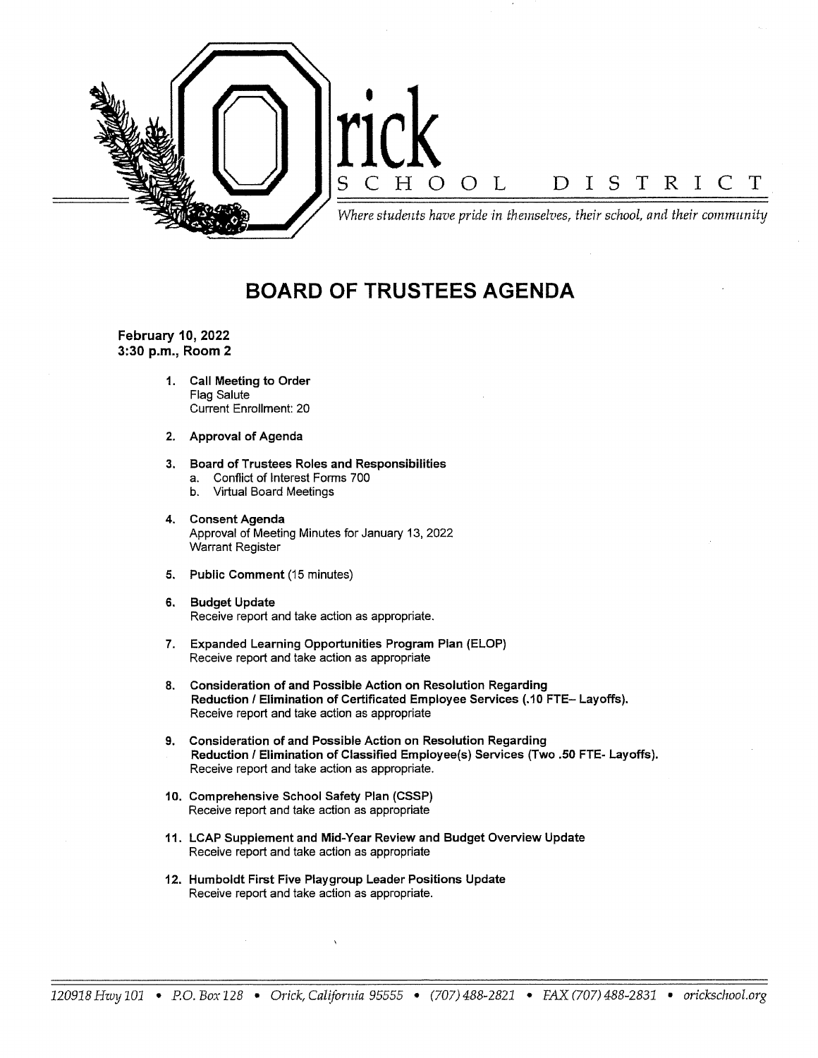# Orick School District

*Where students have pride in themselves, their school, and their community*

## BOARD OF TRUSTEES AGENDA

**February 10, 2022**
**3:30 p.m., Room 2**

1. **Call Meeting to Order**
   Flag Salute
   Current Enrollment: 20

2. **Approval of Agenda**

3. **Board of Trustees Roles and Responsibilities**
   a. Conflict of Interest Forms 700
   b. Virtual Board Meetings

4. **Consent Agenda**
   Approval of Meeting Minutes for January 13, 2022
   Warrant Register

5. **Public Comment** (15 minutes)

6. **Budget Update**
   Receive report and take action as appropriate.

7. **Expanded Learning Opportunities Program Plan (ELOP)**
   Receive report and take action as appropriate

8. **Consideration of and Possible Action on Resolution Regarding Reduction / Elimination of Certificated Employee Services (.10 FTE– Layoffs).**
   Receive report and take action as appropriate

9. **Consideration of and Possible Action on Resolution Regarding Reduction / Elimination of Classified Employee(s) Services (Two .50 FTE- Layoffs).**
   Receive report and take action as appropriate.

10. **Comprehensive School Safety Plan (CSSP)**
    Receive report and take action as appropriate

11. **LCAP Supplement and Mid-Year Review and Budget Overview Update**
    Receive report and take action as appropriate

12. **Humboldt First Five Playgroup Leader Positions Update**
    Receive report and take action as appropriate.

*120918 Hwy 101 • P.O. Box 128 • Orick, California 95555 • (707) 488-2821 • FAX (707) 488-2831 • orickschool.org*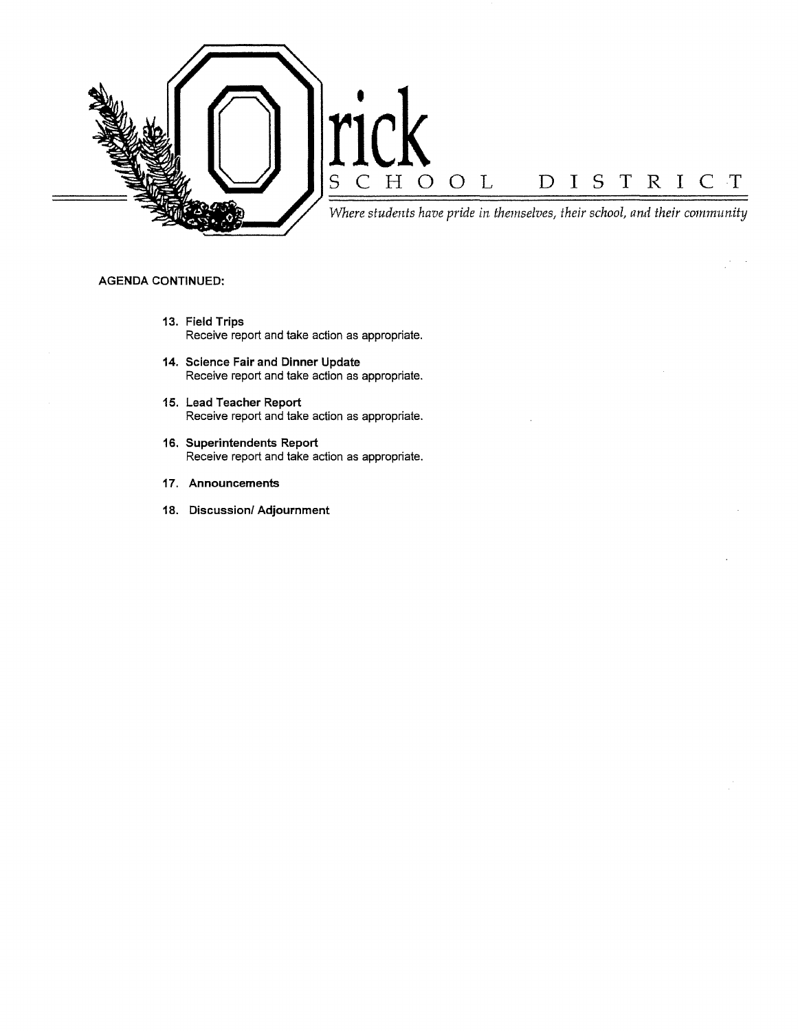# Orick SCHOOL DISTRICT

*Where students have pride in themselves, their school, and their community*

**AGENDA CONTINUED:**

13. **Field Trips**
    Receive report and take action as appropriate.

14. **Science Fair and Dinner Update**
    Receive report and take action as appropriate.

15. **Lead Teacher Report**
    Receive report and take action as appropriate.

16. **Superintendents Report**
    Receive report and take action as appropriate.

17. **Announcements**

18. **Discussion/ Adjournment**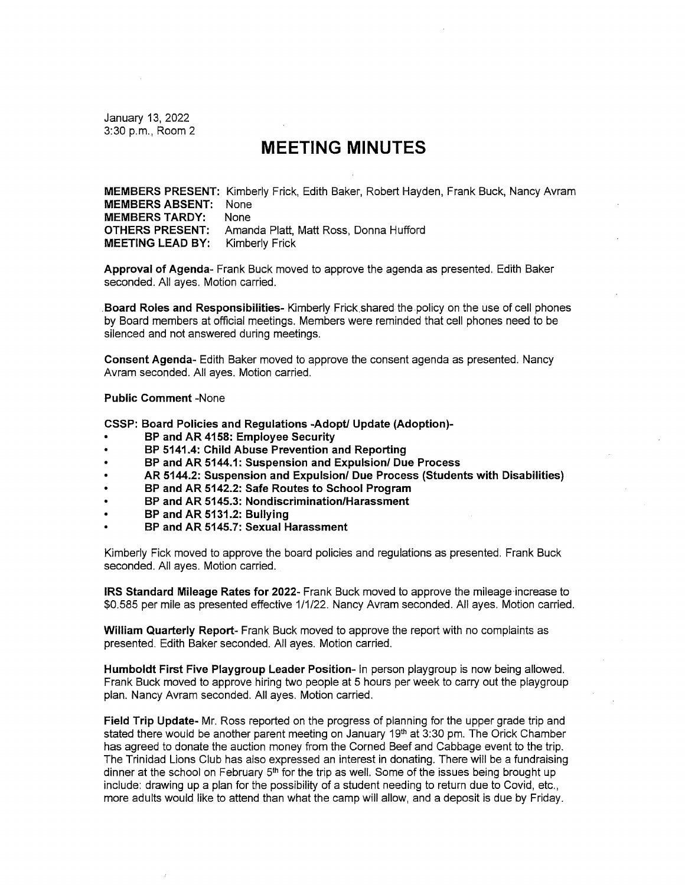January 13, 2022
3:30 p.m., Room 2

# MEETING MINUTES

**MEMBERS PRESENT:** Kimberly Frick, Edith Baker, Robert Hayden, Frank Buck, Nancy Avram
**MEMBERS ABSENT:** None
**MEMBERS TARDY:** None
**OTHERS PRESENT:** Amanda Platt, Matt Ross, Donna Hufford
**MEETING LEAD BY:** Kimberly Frick

**Approval of Agenda**- Frank Buck moved to approve the agenda as presented. Edith Baker seconded. All ayes. Motion carried.

**Board Roles and Responsibilities**- Kimberly Frick shared the policy on the use of cell phones by Board members at official meetings. Members were reminded that cell phones need to be silenced and not answered during meetings.

**Consent Agenda**- Edith Baker moved to approve the consent agenda as presented. Nancy Avram seconded. All ayes. Motion carried.

**Public Comment** -None

**CSSP: Board Policies and Regulations -Adopt/ Update (Adoption)-**

- **BP and AR 4158: Employee Security**
- **BP 5141.4: Child Abuse Prevention and Reporting**
- **BP and AR 5144.1: Suspension and Expulsion/ Due Process**
- **AR 5144.2: Suspension and Expulsion/ Due Process (Students with Disabilities)**
- **BP and AR 5142.2: Safe Routes to School Program**
- **BP and AR 5145.3: Nondiscrimination/Harassment**
- **BP and AR 5131.2: Bullying**
- **BP and AR 5145.7: Sexual Harassment**

Kimberly Fick moved to approve the board policies and regulations as presented. Frank Buck seconded. All ayes. Motion carried.

**IRS Standard Mileage Rates for 2022**- Frank Buck moved to approve the mileage increase to $0.585 per mile as presented effective 1/1/22. Nancy Avram seconded. All ayes. Motion carried.

**William Quarterly Report**- Frank Buck moved to approve the report with no complaints as presented. Edith Baker seconded. All ayes. Motion carried.

**Humboldt First Five Playgroup Leader Position**- In person playgroup is now being allowed. Frank Buck moved to approve hiring two people at 5 hours per week to carry out the playgroup plan. Nancy Avram seconded. All ayes. Motion carried.

**Field Trip Update**- Mr. Ross reported on the progress of planning for the upper grade trip and stated there would be another parent meeting on January 19th at 3:30 pm. The Orick Chamber has agreed to donate the auction money from the Corned Beef and Cabbage event to the trip. The Trinidad Lions Club has also expressed an interest in donating. There will be a fundraising dinner at the school on February 5th for the trip as well. Some of the issues being brought up include: drawing up a plan for the possibility of a student needing to return due to Covid, etc., more adults would like to attend than what the camp will allow, and a deposit is due by Friday.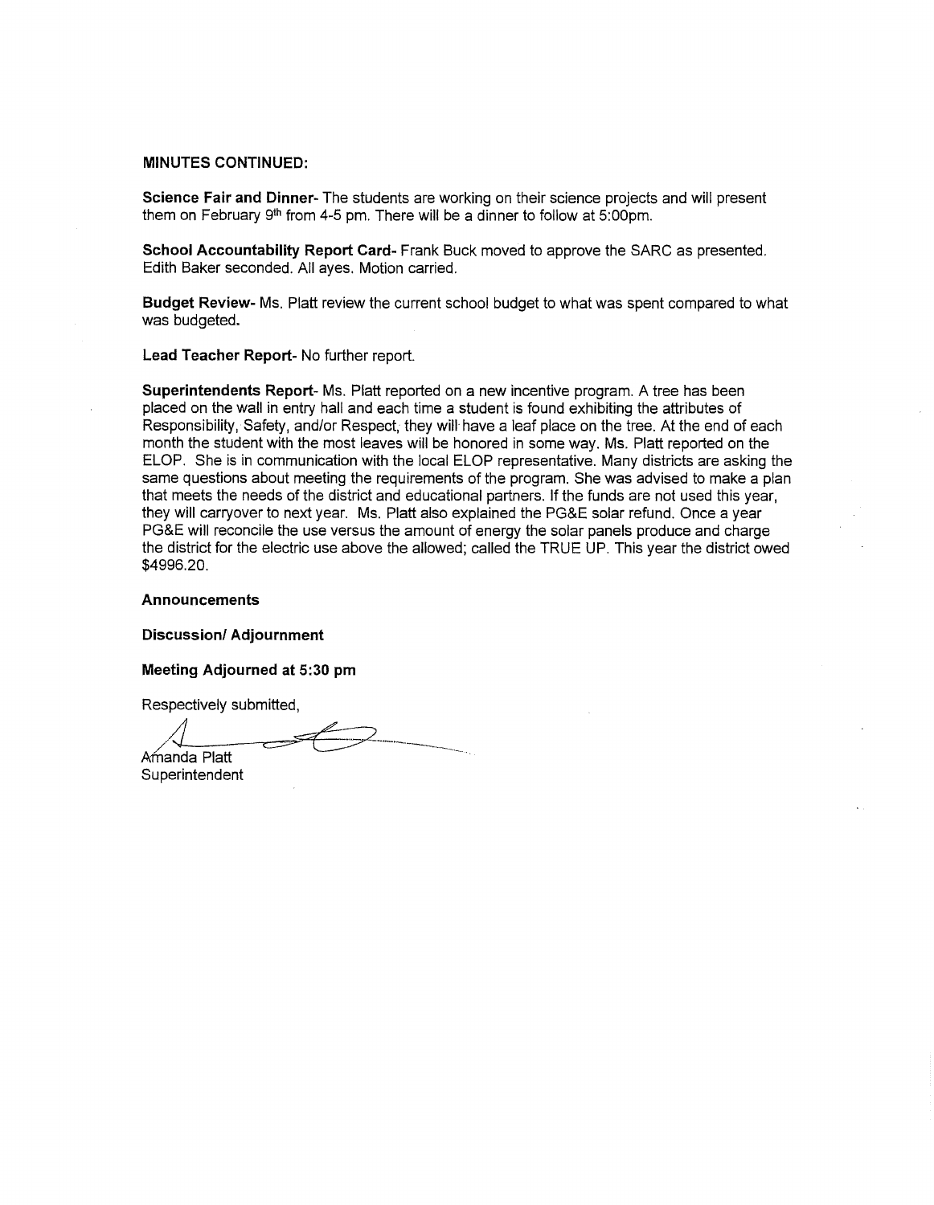**MINUTES CONTINUED:**

**Science Fair and Dinner-** The students are working on their science projects and will present them on February 9th from 4-5 pm. There will be a dinner to follow at 5:00pm.

**School Accountability Report Card-** Frank Buck moved to approve the SARC as presented. Edith Baker seconded. All ayes. Motion carried.

**Budget Review-** Ms. Platt review the current school budget to what was spent compared to what was budgeted.

**Lead Teacher Report-** No further report.

**Superintendents Report-** Ms. Platt reported on a new incentive program. A tree has been placed on the wall in entry hall and each time a student is found exhibiting the attributes of Responsibility, Safety, and/or Respect, they will have a leaf place on the tree. At the end of each month the student with the most leaves will be honored in some way. Ms. Platt reported on the ELOP. She is in communication with the local ELOP representative. Many districts are asking the same questions about meeting the requirements of the program. She was advised to make a plan that meets the needs of the district and educational partners. If the funds are not used this year, they will carryover to next year. Ms. Platt also explained the PG&E solar refund. Once a year PG&E will reconcile the use versus the amount of energy the solar panels produce and charge the district for the electric use above the allowed; called the TRUE UP. This year the district owed $4996.20.

**Announcements**

**Discussion/ Adjournment**

**Meeting Adjourned at 5:30 pm**

Respectively submitted,

Amanda Platt
Superintendent